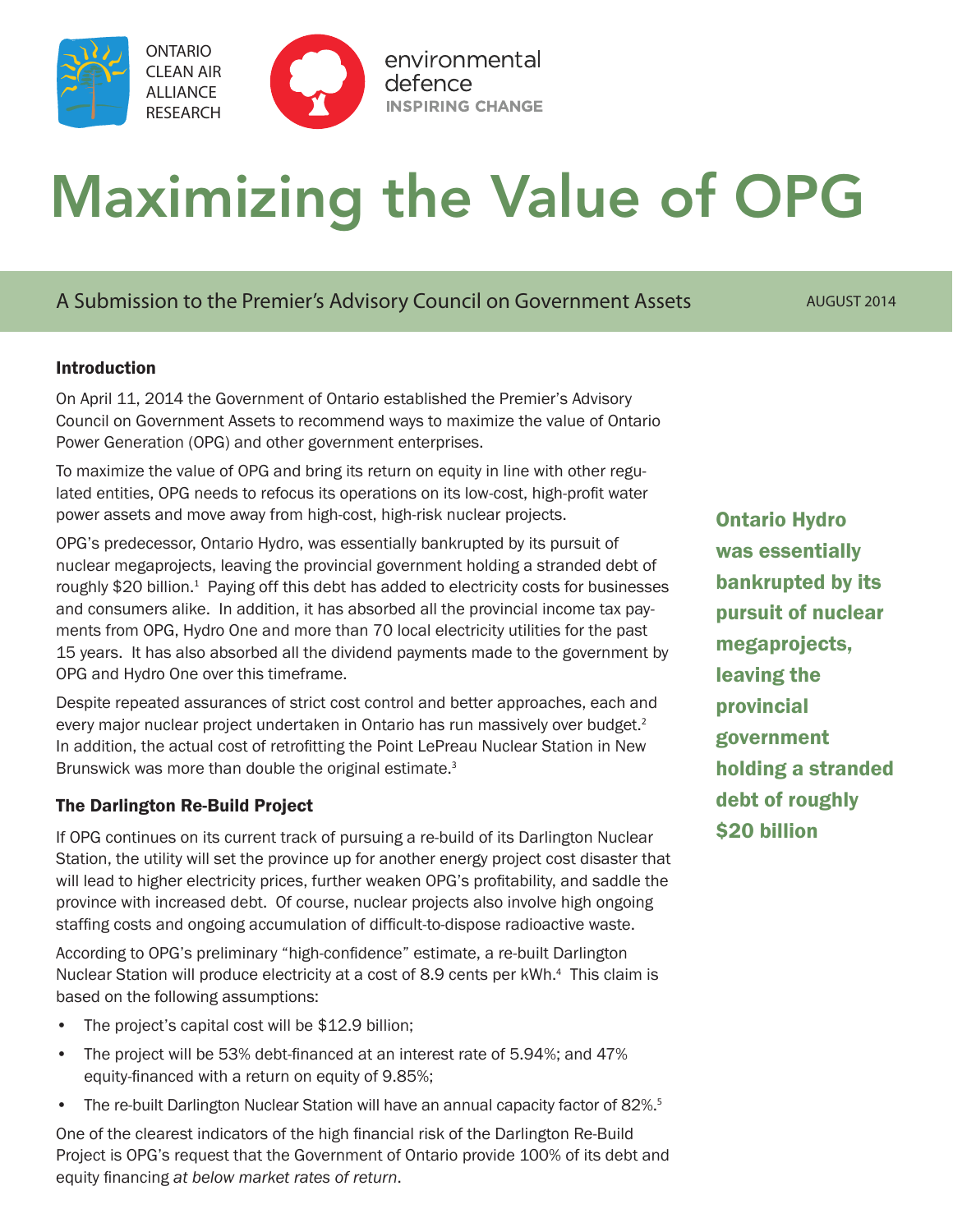ONTARIO CLEAN AIR ALLIANCE RESEARCH

environmental defence
INSPIRING CHANGE

# Maximizing the Value of OPG

A Submission to the Premier's Advisory Council on Government Assets

AUGUST 2014

### Introduction

On April 11, 2014 the Government of Ontario established the Premier's Advisory Council on Government Assets to recommend ways to maximize the value of Ontario Power Generation (OPG) and other government enterprises.

To maximize the value of OPG and bring its return on equity in line with other regulated entities, OPG needs to refocus its operations on its low-cost, high-profit water power assets and move away from high-cost, high-risk nuclear projects.

OPG's predecessor, Ontario Hydro, was essentially bankrupted by its pursuit of nuclear megaprojects, leaving the provincial government holding a stranded debt of roughly $20 billion.[1] Paying off this debt has added to electricity costs for businesses and consumers alike. In addition, it has absorbed all the provincial income tax payments from OPG, Hydro One and more than 70 local electricity utilities for the past 15 years. It has also absorbed all the dividend payments made to the government by OPG and Hydro One over this timeframe.

**Ontario Hydro was essentially bankrupted by its pursuit of nuclear megaprojects, leaving the provincial government holding a stranded debt of roughly $20 billion**

Despite repeated assurances of strict cost control and better approaches, each and every major nuclear project undertaken in Ontario has run massively over budget.[2] In addition, the actual cost of retrofitting the Point LePreau Nuclear Station in New Brunswick was more than double the original estimate.[3]

### The Darlington Re-Build Project

If OPG continues on its current track of pursuing a re-build of its Darlington Nuclear Station, the utility will set the province up for another energy project cost disaster that will lead to higher electricity prices, further weaken OPG's profitability, and saddle the province with increased debt. Of course, nuclear projects also involve high ongoing staffing costs and ongoing accumulation of difficult-to-dispose radioactive waste.

According to OPG's preliminary "high-confidence" estimate, a re-built Darlington Nuclear Station will produce electricity at a cost of 8.9 cents per kWh.[4] This claim is based on the following assumptions:

- The project's capital cost will be $12.9 billion;
- The project will be 53% debt-financed at an interest rate of 5.94%; and 47% equity-financed with a return on equity of 9.85%;
- The re-built Darlington Nuclear Station will have an annual capacity factor of 82%.[5]

One of the clearest indicators of the high financial risk of the Darlington Re-Build Project is OPG's request that the Government of Ontario provide 100% of its debt and equity financing *at below market rates of return*.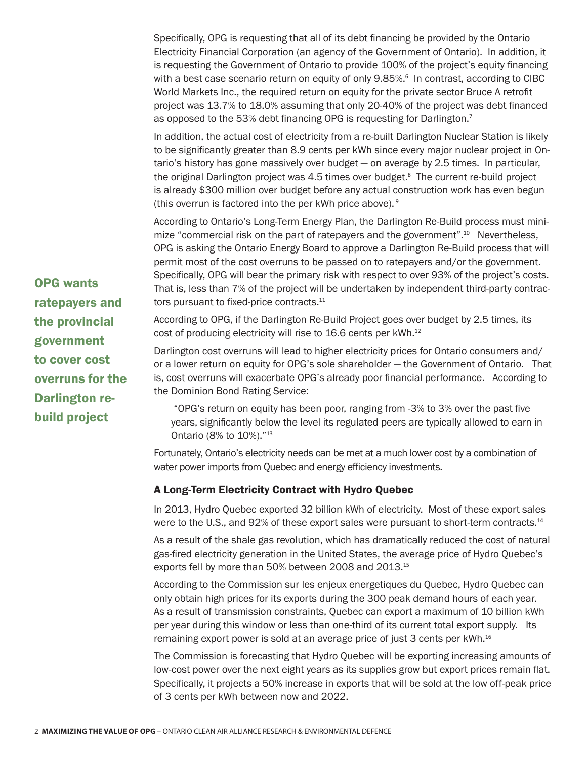Specifically, OPG is requesting that all of its debt financing be provided by the Ontario Electricity Financial Corporation (an agency of the Government of Ontario). In addition, it is requesting the Government of Ontario to provide 100% of the project's equity financing with a best case scenario return on equity of only 9.85%.[6] In contrast, according to CIBC World Markets Inc., the required return on equity for the private sector Bruce A retrofit project was 13.7% to 18.0% assuming that only 20-40% of the project was debt financed as opposed to the 53% debt financing OPG is requesting for Darlington.[7]

In addition, the actual cost of electricity from a re-built Darlington Nuclear Station is likely to be significantly greater than 8.9 cents per kWh since every major nuclear project in Ontario's history has gone massively over budget — on average by 2.5 times. In particular, the original Darlington project was 4.5 times over budget.[8] The current re-build project is already $300 million over budget before any actual construction work has even begun (this overrun is factored into the per kWh price above).[9]

According to Ontario's Long-Term Energy Plan, the Darlington Re-Build process must minimize "commercial risk on the part of ratepayers and the government".[10] Nevertheless, OPG is asking the Ontario Energy Board to approve a Darlington Re-Build process that will permit most of the cost overruns to be passed on to ratepayers and/or the government. Specifically, OPG will bear the primary risk with respect to over 93% of the project's costs. That is, less than 7% of the project will be undertaken by independent third-party contractors pursuant to fixed-price contracts.[11]

**OPG wants ratepayers and the provincial government to cover cost overruns for the Darlington re-build project**

According to OPG, if the Darlington Re-Build Project goes over budget by 2.5 times, its cost of producing electricity will rise to 16.6 cents per kWh.[12]

Darlington cost overruns will lead to higher electricity prices for Ontario consumers and/or a lower return on equity for OPG's sole shareholder — the Government of Ontario. That is, cost overruns will exacerbate OPG's already poor financial performance. According to the Dominion Bond Rating Service:

> "OPG's return on equity has been poor, ranging from -3% to 3% over the past five years, significantly below the level its regulated peers are typically allowed to earn in Ontario (8% to 10%)."[13]

Fortunately, Ontario's electricity needs can be met at a much lower cost by a combination of water power imports from Quebec and energy efficiency investments.

## A Long-Term Electricity Contract with Hydro Quebec

In 2013, Hydro Quebec exported 32 billion kWh of electricity. Most of these export sales were to the U.S., and 92% of these export sales were pursuant to short-term contracts.[14]

As a result of the shale gas revolution, which has dramatically reduced the cost of natural gas-fired electricity generation in the United States, the average price of Hydro Quebec's exports fell by more than 50% between 2008 and 2013.[15]

According to the Commission sur les enjeux energetiques du Quebec, Hydro Quebec can only obtain high prices for its exports during the 300 peak demand hours of each year. As a result of transmission constraints, Quebec can export a maximum of 10 billion kWh per year during this window or less than one-third of its current total export supply. Its remaining export power is sold at an average price of just 3 cents per kWh.[16]

The Commission is forecasting that Hydro Quebec will be exporting increasing amounts of low-cost power over the next eight years as its supplies grow but export prices remain flat. Specifically, it projects a 50% increase in exports that will be sold at the low off-peak price of 3 cents per kWh between now and 2022.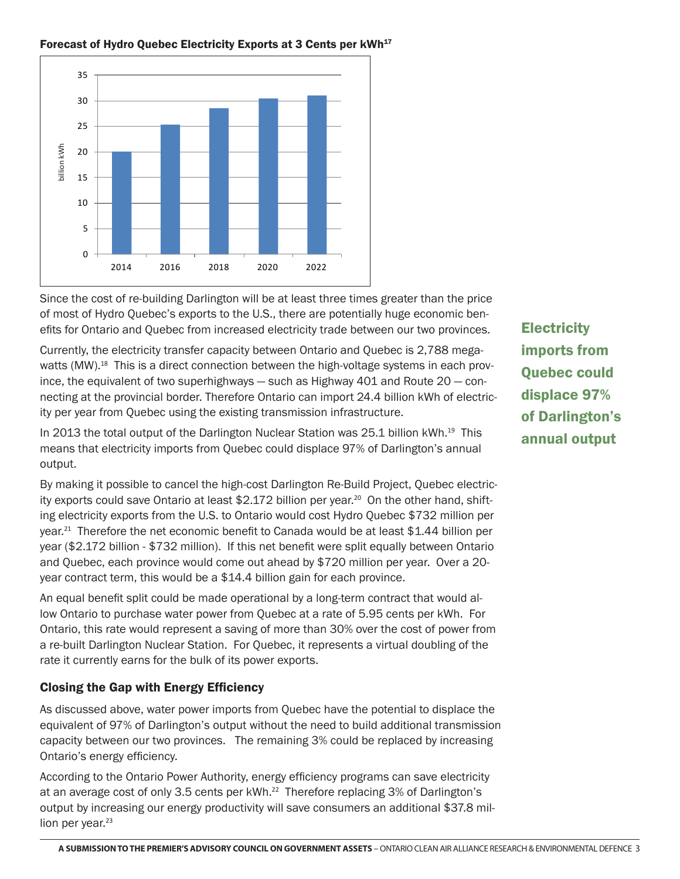**Forecast of Hydro Quebec Electricity Exports at 3 Cents per kWh**[17]

Since the cost of re-building Darlington will be at least three times greater than the price of most of Hydro Quebec's exports to the U.S., there are potentially huge economic benefits for Ontario and Quebec from increased electricity trade between our two provinces.

Currently, the electricity transfer capacity between Ontario and Quebec is 2,788 megawatts (MW).[18] This is a direct connection between the high-voltage systems in each province, the equivalent of two superhighways — such as Highway 401 and Route 20 — connecting at the provincial border. Therefore Ontario can import 24.4 billion kWh of electricity per year from Quebec using the existing transmission infrastructure.

In 2013 the total output of the Darlington Nuclear Station was 25.1 billion kWh.[19] This means that electricity imports from Quebec could displace 97% of Darlington's annual output.

**Electricity imports from Quebec could displace 97% of Darlington's annual output**

By making it possible to cancel the high-cost Darlington Re-Build Project, Quebec electricity exports could save Ontario at least $2.172 billion per year.[20] On the other hand, shifting electricity exports from the U.S. to Ontario would cost Hydro Quebec $732 million per year.[21] Therefore the net economic benefit to Canada would be at least $1.44 billion per year ($2.172 billion - $732 million). If this net benefit were split equally between Ontario and Quebec, each province would come out ahead by $720 million per year. Over a 20-year contract term, this would be a $14.4 billion gain for each province.

An equal benefit split could be made operational by a long-term contract that would allow Ontario to purchase water power from Quebec at a rate of 5.95 cents per kWh. For Ontario, this rate would represent a saving of more than 30% over the cost of power from a re-built Darlington Nuclear Station. For Quebec, it represents a virtual doubling of the rate it currently earns for the bulk of its power exports.

## Closing the Gap with Energy Efficiency

As discussed above, water power imports from Quebec have the potential to displace the equivalent of 97% of Darlington's output without the need to build additional transmission capacity between our two provinces. The remaining 3% could be replaced by increasing Ontario's energy efficiency.

According to the Ontario Power Authority, energy efficiency programs can save electricity at an average cost of only 3.5 cents per kWh.[22] Therefore replacing 3% of Darlington's output by increasing our energy productivity will save consumers an additional $37.8 million per year.[23]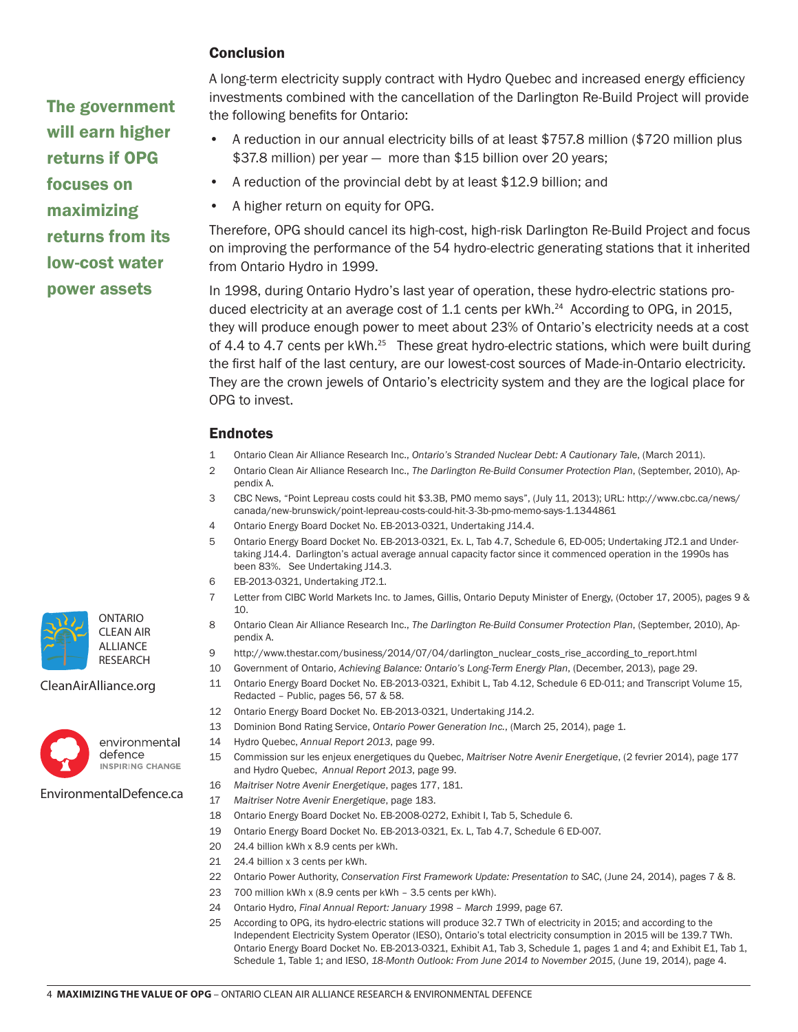## Conclusion

**The government will earn higher returns if OPG focuses on maximizing returns from its low-cost water power assets**

A long-term electricity supply contract with Hydro Quebec and increased energy efficiency investments combined with the cancellation of the Darlington Re-Build Project will provide the following benefits for Ontario:

- A reduction in our annual electricity bills of at least $757.8 million ($720 million plus $37.8 million) per year — more than $15 billion over 20 years;
- A reduction of the provincial debt by at least $12.9 billion; and
- A higher return on equity for OPG.

Therefore, OPG should cancel its high-cost, high-risk Darlington Re-Build Project and focus on improving the performance of the 54 hydro-electric generating stations that it inherited from Ontario Hydro in 1999.

In 1998, during Ontario Hydro's last year of operation, these hydro-electric stations produced electricity at an average cost of 1.1 cents per kWh.[24] According to OPG, in 2015, they will produce enough power to meet about 23% of Ontario's electricity needs at a cost of 4.4 to 4.7 cents per kWh.[25] These great hydro-electric stations, which were built during the first half of the last century, are our lowest-cost sources of Made-in-Ontario electricity. They are the crown jewels of Ontario's electricity system and they are the logical place for OPG to invest.

## Endnotes

1. Ontario Clean Air Alliance Research Inc., *Ontario's Stranded Nuclear Debt: A Cautionary Tale*, (March 2011).
2. Ontario Clean Air Alliance Research Inc., *The Darlington Re-Build Consumer Protection Plan*, (September, 2010), Appendix A.
3. CBC News, "Point Lepreau costs could hit $3.3B, PMO memo says", (July 11, 2013); URL: http://www.cbc.ca/news/canada/new-brunswick/point-lepreau-costs-could-hit-3-3b-pmo-memo-says-1.1344861
4. Ontario Energy Board Docket No. EB-2013-0321, Undertaking J14.4.
5. Ontario Energy Board Docket No. EB-2013-0321, Ex. L, Tab 4.7, Schedule 6, ED-005; Undertaking JT2.1 and Undertaking J14.4. Darlington's actual average annual capacity factor since it commenced operation in the 1990s has been 83%. See Undertaking J14.3.
6. EB-2013-0321, Undertaking JT2.1.
7. Letter from CIBC World Markets Inc. to James, Gillis, Ontario Deputy Minister of Energy, (October 17, 2005), pages 9 & 10.
8. Ontario Clean Air Alliance Research Inc., *The Darlington Re-Build Consumer Protection Plan*, (September, 2010), Appendix A.
9. http://www.thestar.com/business/2014/07/04/darlington_nuclear_costs_rise_according_to_report.html
10. Government of Ontario, *Achieving Balance: Ontario's Long-Term Energy Plan*, (December, 2013), page 29.
11. Ontario Energy Board Docket No. EB-2013-0321, Exhibit L, Tab 4.12, Schedule 6 ED-011; and Transcript Volume 15, Redacted – Public, pages 56, 57 & 58.
12. Ontario Energy Board Docket No. EB-2013-0321, Undertaking J14.2.
13. Dominion Bond Rating Service, *Ontario Power Generation Inc.*, (March 25, 2014), page 1.
14. Hydro Quebec, *Annual Report 2013*, page 99.
15. Commission sur les enjeux energetiques du Quebec, *Maitriser Notre Avenir Energetique*, (2 fevrier 2014), page 177 and Hydro Quebec, *Annual Report 2013*, page 99.
16. *Maitriser Notre Avenir Energetique*, pages 177, 181.
17. *Maitriser Notre Avenir Energetique*, page 183.
18. Ontario Energy Board Docket No. EB-2008-0272, Exhibit I, Tab 5, Schedule 6.
19. Ontario Energy Board Docket No. EB-2013-0321, Ex. L, Tab 4.7, Schedule 6 ED-007.
20. 24.4 billion kWh x 8.9 cents per kWh.
21. 24.4 billion x 3 cents per kWh.
22. Ontario Power Authority, *Conservation First Framework Update: Presentation to SAC*, (June 24, 2014), pages 7 & 8.
23. 700 million kWh x (8.9 cents per kWh – 3.5 cents per kWh).
24. Ontario Hydro, *Final Annual Report: January 1998 – March 1999*, page 67.
25. According to OPG, its hydro-electric stations will produce 32.7 TWh of electricity in 2015; and according to the Independent Electricity System Operator (IESO), Ontario's total electricity consumption in 2015 will be 139.7 TWh. Ontario Energy Board Docket No. EB-2013-0321, Exhibit A1, Tab 3, Schedule 1, pages 1 and 4; and Exhibit E1, Tab 1, Schedule 1, Table 1; and IESO, *18-Month Outlook: From June 2014 to November 2015*, (June 19, 2014), page 4.

ONTARIO CLEAN AIR ALLIANCE RESEARCH

CleanAirAlliance.org

environmental defence INSPIRING CHANGE

EnvironmentalDefence.ca